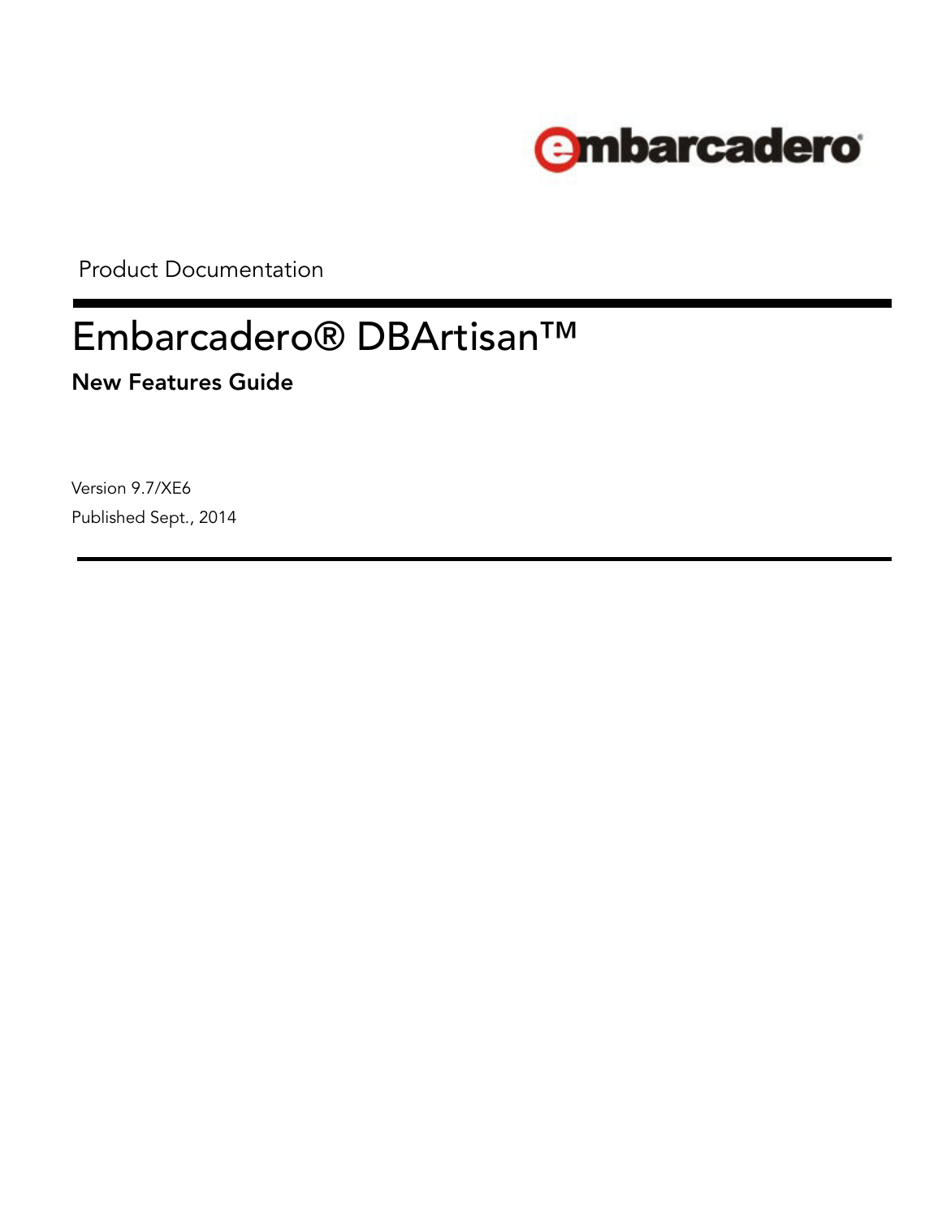embarcadero

Product Documentation

# Embarcadero® DBArtisan™

## New Features Guide

Version 9.7/XE6

Published Sept., 2014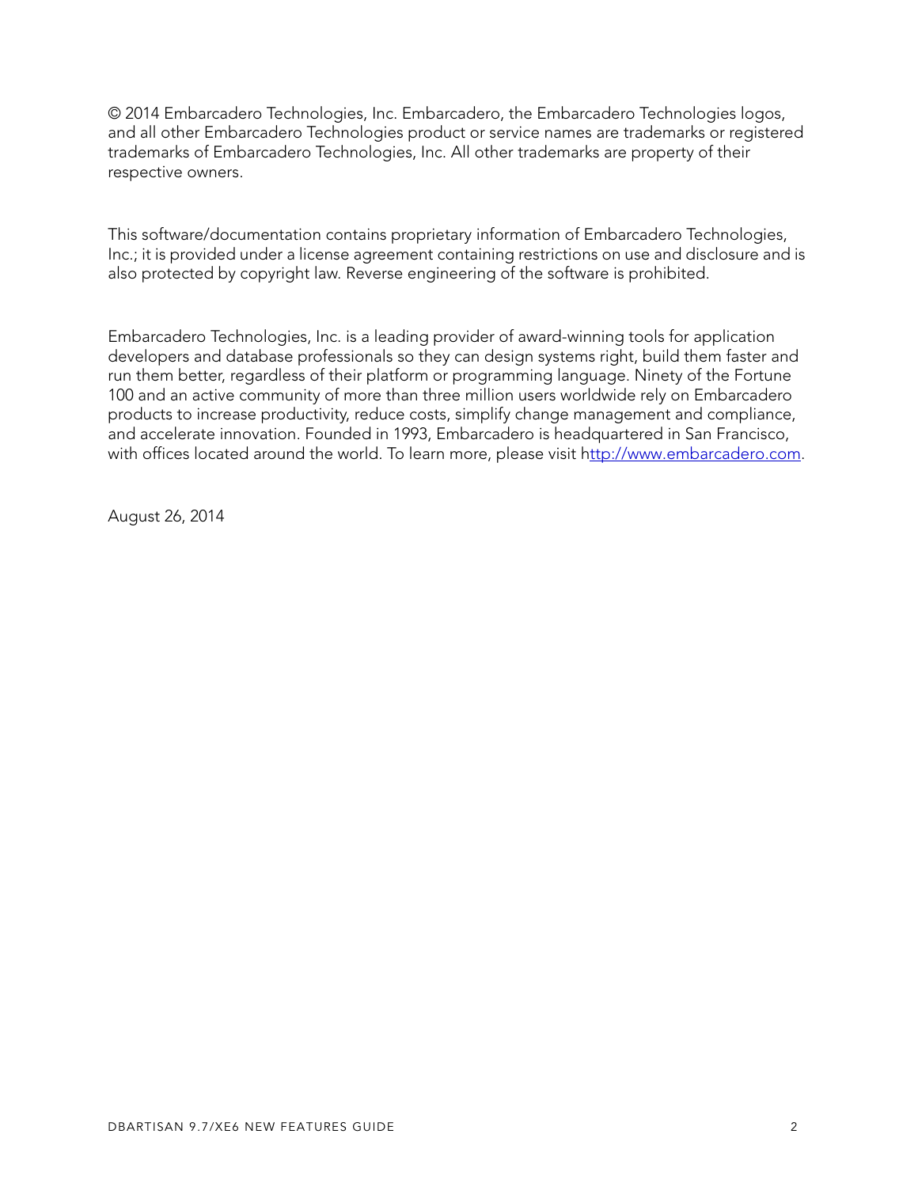© 2014 Embarcadero Technologies, Inc. Embarcadero, the Embarcadero Technologies logos, and all other Embarcadero Technologies product or service names are trademarks or registered trademarks of Embarcadero Technologies, Inc. All other trademarks are property of their respective owners.

This software/documentation contains proprietary information of Embarcadero Technologies, Inc.; it is provided under a license agreement containing restrictions on use and disclosure and is also protected by copyright law. Reverse engineering of the software is prohibited.

Embarcadero Technologies, Inc. is a leading provider of award-winning tools for application developers and database professionals so they can design systems right, build them faster and run them better, regardless of their platform or programming language. Ninety of the Fortune 100 and an active community of more than three million users worldwide rely on Embarcadero products to increase productivity, reduce costs, simplify change management and compliance, and accelerate innovation. Founded in 1993, Embarcadero is headquartered in San Francisco, with offices located around the world. To learn more, please visit http://www.embarcadero.com.

August 26, 2014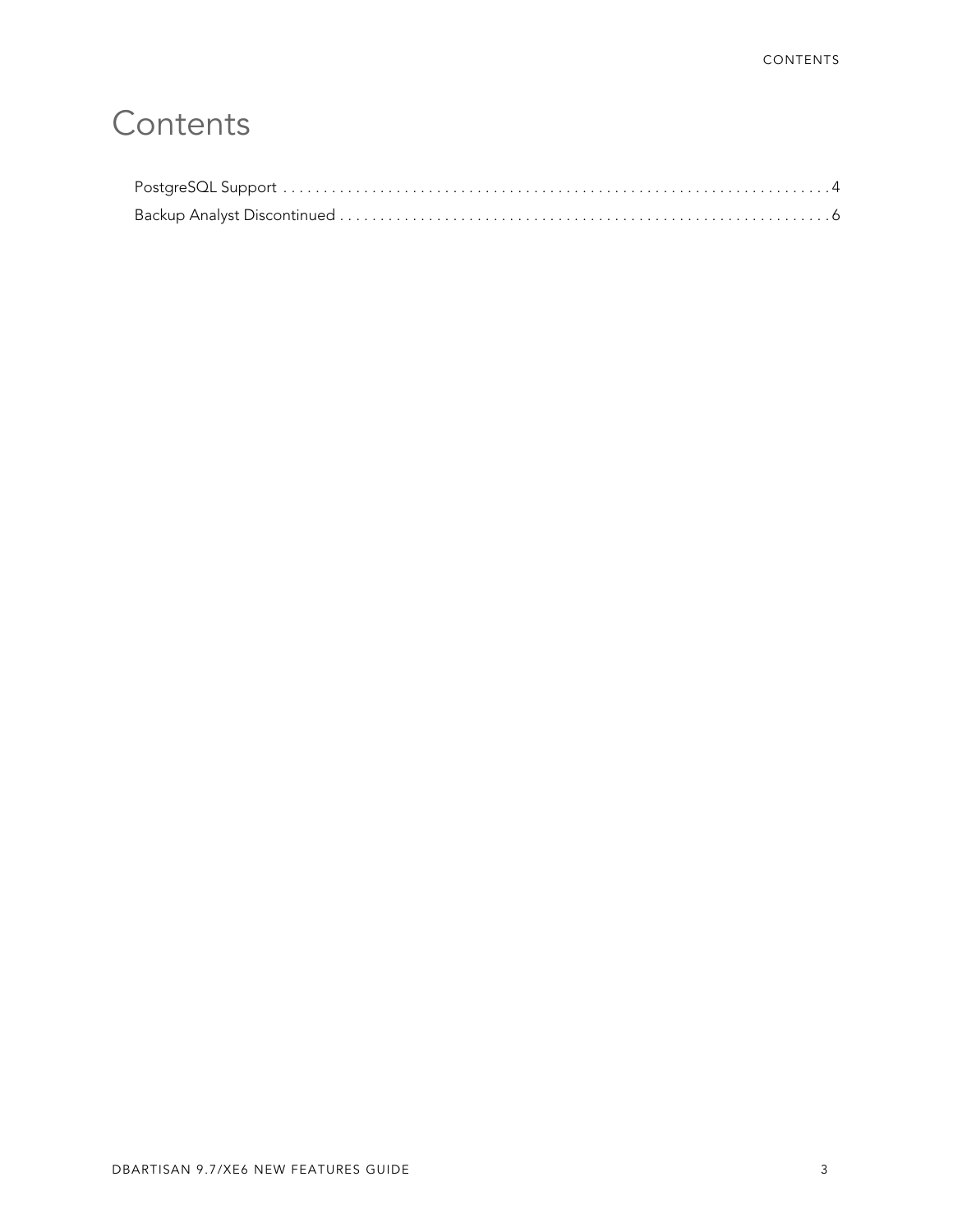# Contents

PostgreSQL Support . . . . . . . . . . . . . . . . . . . . . . . . . . . . . . . . . . . . . . . . . . . . . . . . . . . . . . . . . . . . . . . . . 4

Backup Analyst Discontinued . . . . . . . . . . . . . . . . . . . . . . . . . . . . . . . . . . . . . . . . . . . . . . . . . . . . . . . . . . . 6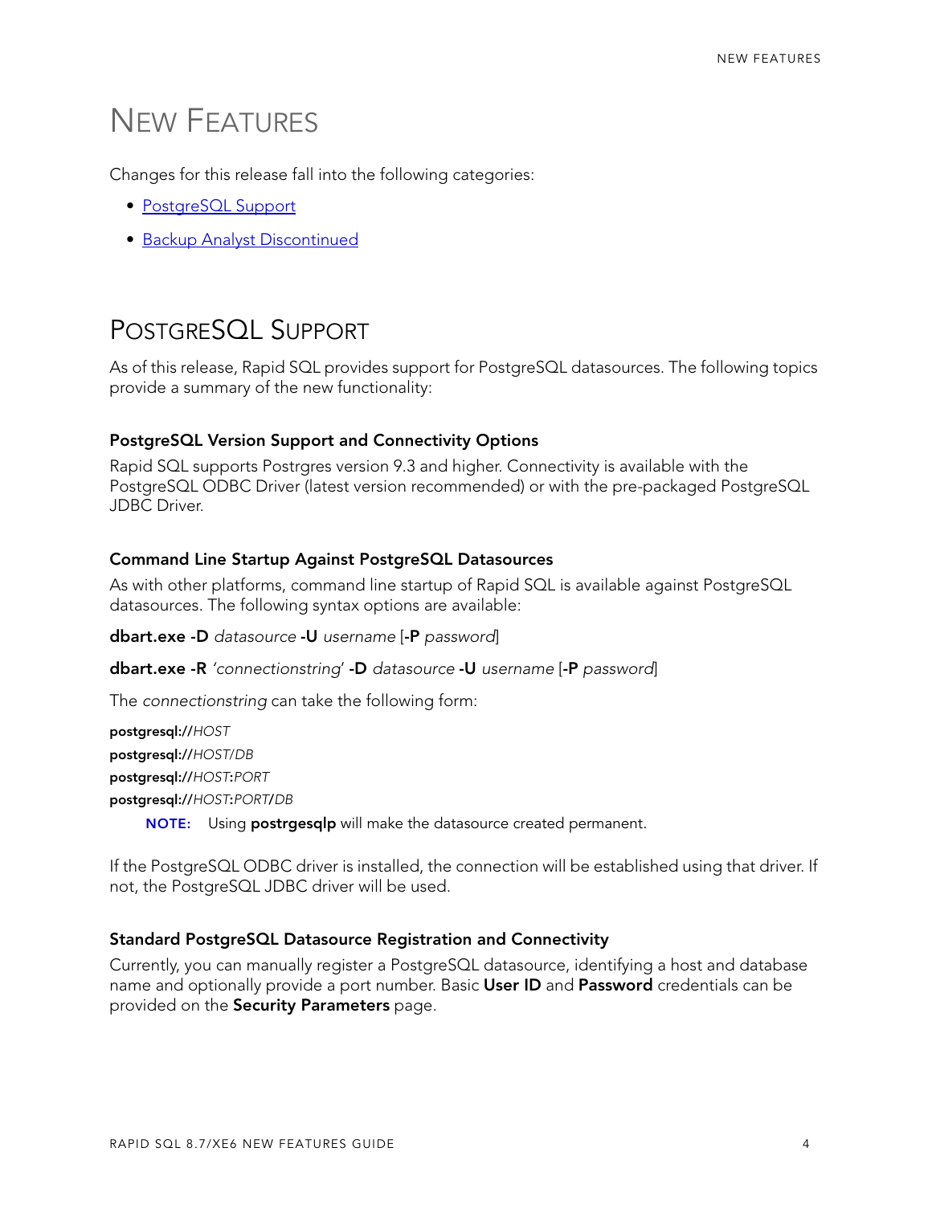# New Features

Changes for this release fall into the following categories:

- PostgreSQL Support
- Backup Analyst Discontinued

## PostgreSQL Support

As of this release, Rapid SQL provides support for PostgreSQL datasources. The following topics provide a summary of the new functionality:

### PostgreSQL Version Support and Connectivity Options

Rapid SQL supports Postrgres version 9.3 and higher. Connectivity is available with the PostgreSQL ODBC Driver (latest version recommended) or with the pre-packaged PostgreSQL JDBC Driver.

### Command Line Startup Against PostgreSQL Datasources

As with other platforms, command line startup of Rapid SQL is available against PostgreSQL datasources. The following syntax options are available:

**dbart.exe -D** *datasource* **-U** *username* [**-P** *password*]

**dbart.exe -R** *'connectionstring'* **-D** *datasource* **-U** *username* [**-P** *password*]

The *connectionstring* can take the following form:

**postgresql://***HOST*

**postgresql://***HOST*/*DB*

**postgresql://***HOST***:***PORT*

**postgresql://***HOST***:***PORT***/***DB*

> **NOTE:** Using **postrgesqlp** will make the datasource created permanent.

If the PostgreSQL ODBC driver is installed, the connection will be established using that driver. If not, the PostgreSQL JDBC driver will be used.

### Standard PostgreSQL Datasource Registration and Connectivity

Currently, you can manually register a PostgreSQL datasource, identifying a host and database name and optionally provide a port number. Basic **User ID** and **Password** credentials can be provided on the **Security Parameters** page.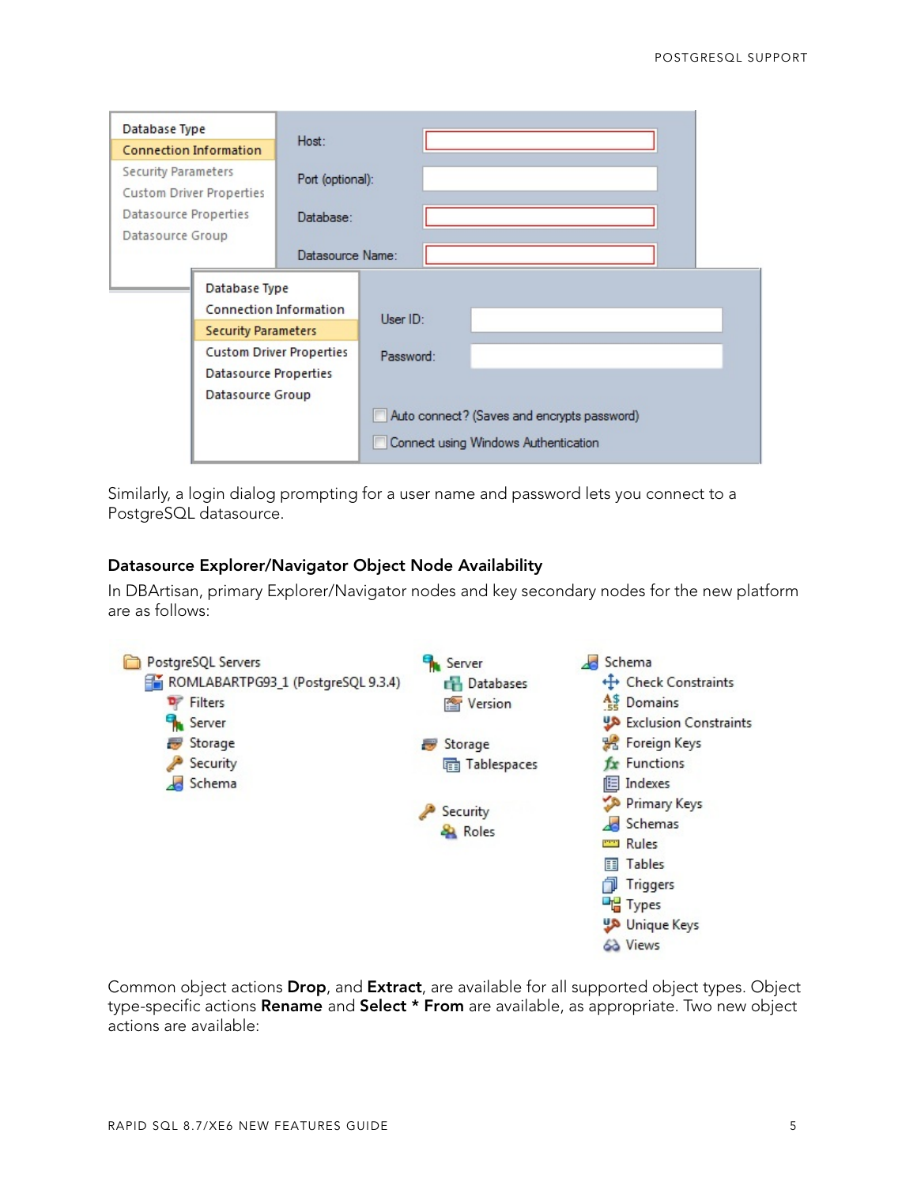Similarly, a login dialog prompting for a user name and password lets you connect to a PostgreSQL datasource.

### Datasource Explorer/Navigator Object Node Availability

In DBArtisan, primary Explorer/Navigator nodes and key secondary nodes for the new platform are as follows:

Common object actions **Drop**, and **Extract**, are available for all supported object types. Object type-specific actions **Rename** and **Select * From** are available, as appropriate. Two new object actions are available: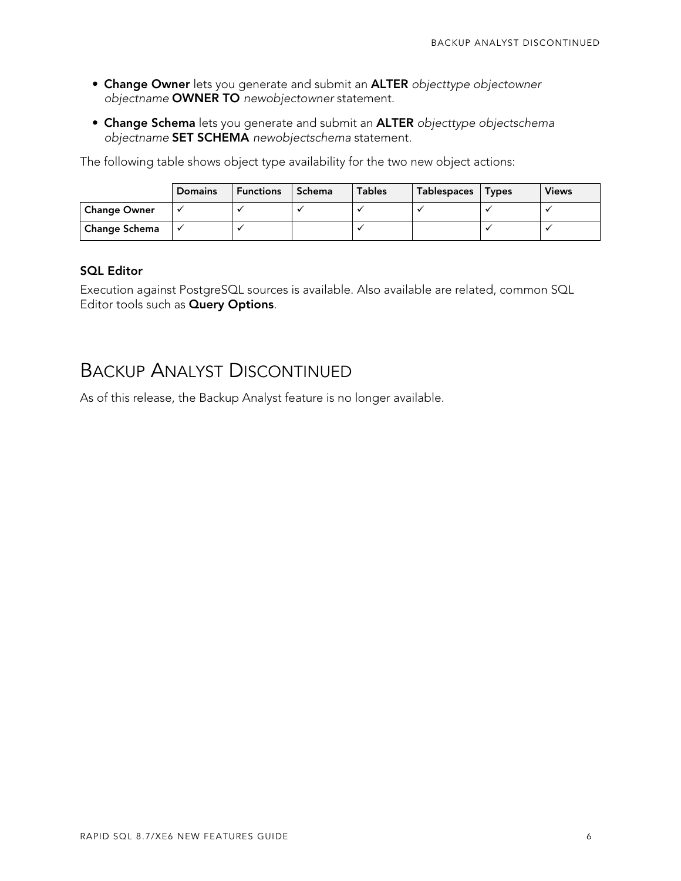- **Change Owner** lets you generate and submit an **ALTER** *objecttype objectowner objectname* **OWNER TO** *newobjectowner* statement.
- **Change Schema** lets you generate and submit an **ALTER** *objecttype objectschema objectname* **SET SCHEMA** *newobjectschema* statement.

The following table shows object type availability for the two new object actions:

| | Domains | Functions | Schema | Tables | Tablespaces | Types | Views |
|---|---|---|---|---|---|---|---|
| **Change Owner** | ✓ | ✓ | ✓ | ✓ | ✓ | ✓ | ✓ |
| **Change Schema** | ✓ | ✓ | | ✓ | | ✓ | ✓ |

### SQL Editor

Execution against PostgreSQL sources is available. Also available are related, common SQL Editor tools such as **Query Options**.

## Backup Analyst Discontinued

As of this release, the Backup Analyst feature is no longer available.